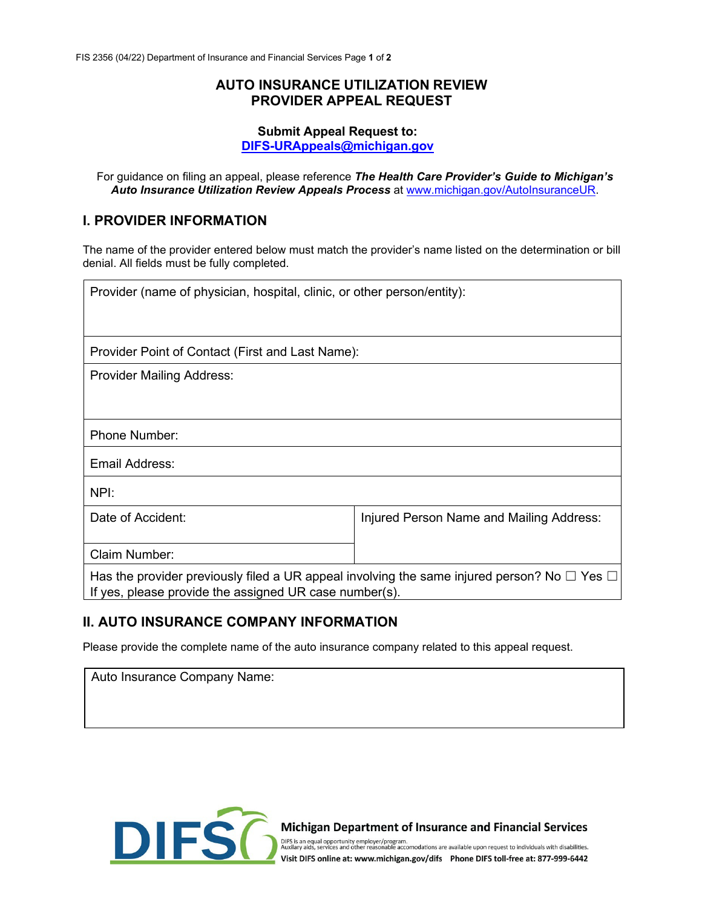# AUTO INSURANCE UTILIZATION REVIEW PROVIDER APPEAL REQUEST

**Submit Appeal Request to:**
**DIFS-URAppeals@michigan.gov**

For guidance on filing an appeal, please reference ***The Health Care Provider's Guide to Michigan's Auto Insurance Utilization Review Appeals Process*** at www.michigan.gov/AutoInsuranceUR.

## I. PROVIDER INFORMATION

The name of the provider entered below must match the provider's name listed on the determination or bill denial. All fields must be fully completed.

| Provider (name of physician, hospital, clinic, or other person/entity): | |
|---|---|
| Provider Point of Contact (First and Last Name): | |
| Provider Mailing Address: | |
| Phone Number: | |
| Email Address: | |
| NPI: | |
| Date of Accident: | Injured Person Name and Mailing Address: |
| Claim Number: | |
| Has the provider previously filed a UR appeal involving the same injured person? No ☐ Yes ☐ If yes, please provide the assigned UR case number(s). | |

## II. AUTO INSURANCE COMPANY INFORMATION

Please provide the complete name of the auto insurance company related to this appeal request.

| Auto Insurance Company Name: |
|---|
| |

**Michigan Department of Insurance and Financial Services**

DIFS is an equal opportunity employer/program.
Auxilary aids, services and other reasonable accomodations are available upon request to individuals with disabilities.
Visit DIFS online at: www.michigan.gov/difs Phone DIFS toll-free at: 877-999-6442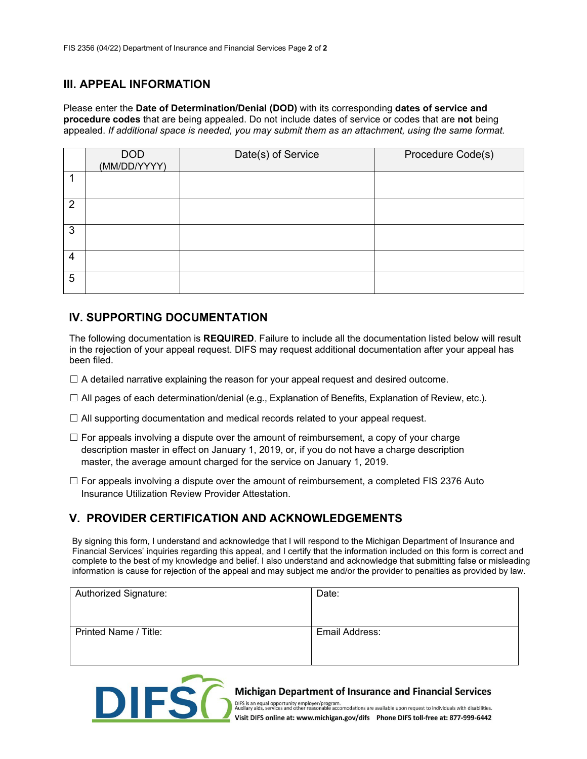## III. APPEAL INFORMATION

Please enter the **Date of Determination/Denial (DOD)** with its corresponding **dates of service and procedure codes** that are being appealed. Do not include dates of service or codes that are **not** being appealed. *If additional space is needed, you may submit them as an attachment, using the same format.*

| | DOD (MM/DD/YYYY) | Date(s) of Service | Procedure Code(s) |
|---|---|---|---|
| 1 | | | |
| 2 | | | |
| 3 | | | |
| 4 | | | |
| 5 | | | |

## IV. SUPPORTING DOCUMENTATION

The following documentation is **REQUIRED**. Failure to include all the documentation listed below will result in the rejection of your appeal request. DIFS may request additional documentation after your appeal has been filed.

☐ A detailed narrative explaining the reason for your appeal request and desired outcome.

☐ All pages of each determination/denial (e.g., Explanation of Benefits, Explanation of Review, etc.).

☐ All supporting documentation and medical records related to your appeal request.

☐ For appeals involving a dispute over the amount of reimbursement, a copy of your charge description master in effect on January 1, 2019, or, if you do not have a charge description master, the average amount charged for the service on January 1, 2019.

☐ For appeals involving a dispute over the amount of reimbursement, a completed FIS 2376 Auto Insurance Utilization Review Provider Attestation.

## V. PROVIDER CERTIFICATION AND ACKNOWLEDGEMENTS

By signing this form, I understand and acknowledge that I will respond to the Michigan Department of Insurance and Financial Services' inquiries regarding this appeal, and I certify that the information included on this form is correct and complete to the best of my knowledge and belief. I also understand and acknowledge that submitting false or misleading information is cause for rejection of the appeal and may subject me and/or the provider to penalties as provided by law.

| | |
|---|---|
| Authorized Signature: | Date: |
| Printed Name / Title: | Email Address: |

DIFS

**Michigan Department of Insurance and Financial Services**

DIFS is an equal opportunity employer/program.
Auxilary aids, services and other reasonable accomodations are available upon request to individuals with disabilities.

**Visit DIFS online at: www.michigan.gov/difs Phone DIFS toll-free at: 877-999-6442**